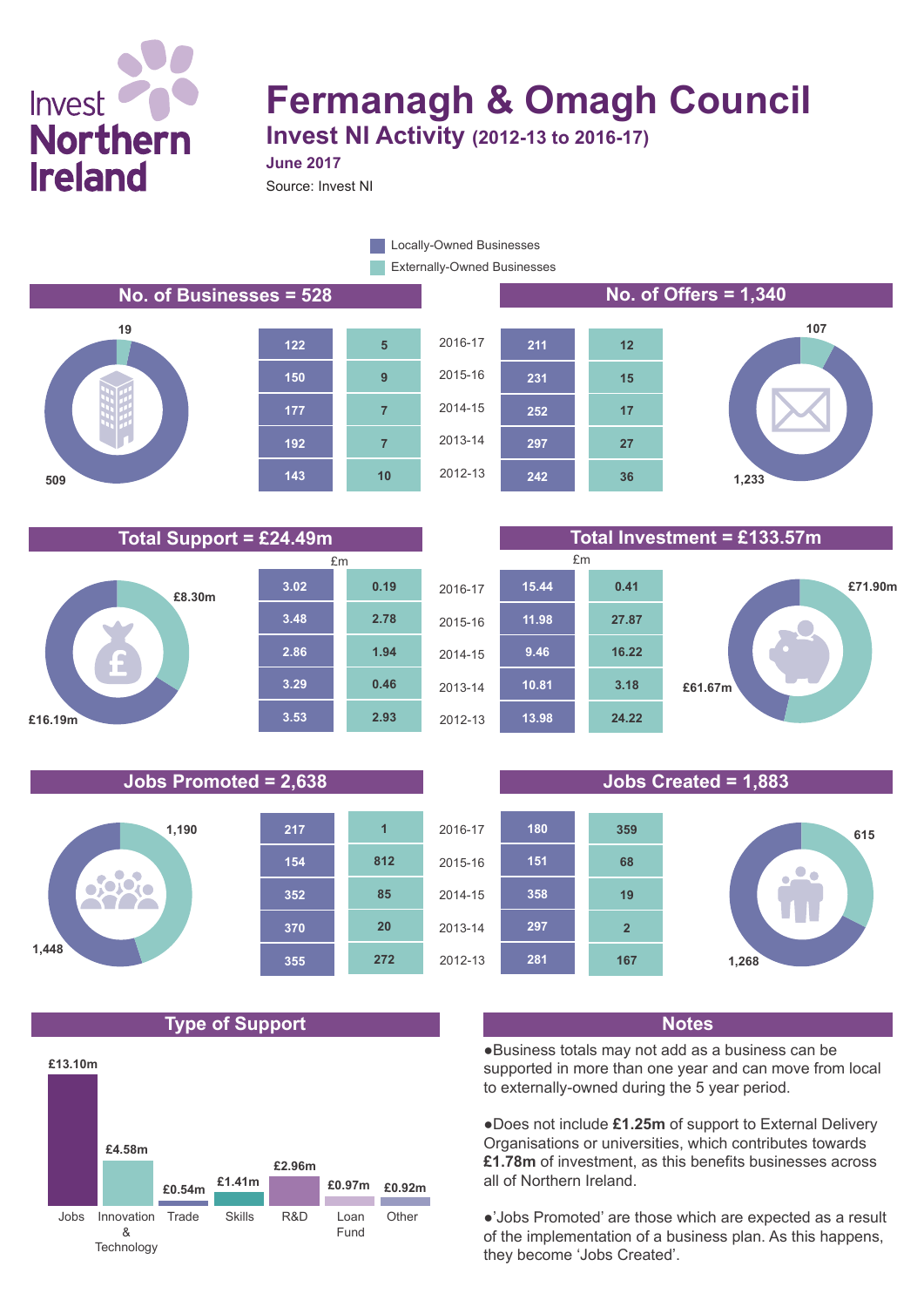# Fermanagh & Omagh Council

## Invest NI Activity (2012-13 to 2016-17)

**June 2017**

Source: Invest NI

Legend: Locally-Owned Businesses; Externally-Owned Businesses

### No. of Businesses = 528

Locally-Owned: 509; Externally-Owned: 19

### No. of Offers = 1,340

Locally-Owned: 1,233; Externally-Owned: 107

| Year | Businesses – Locally-Owned | Businesses – Externally-Owned | Offers – Locally-Owned | Offers – Externally-Owned |
|---|---|---|---|---|
| 2016-17 | 122 | 5 | 211 | 12 |
| 2015-16 | 150 | 9 | 231 | 15 |
| 2014-15 | 177 | 7 | 252 | 17 |
| 2013-14 | 192 | 7 | 297 | 27 |
| 2012-13 | 143 | 10 | 242 | 36 |

### Total Support = £24.49m

Locally-Owned: £16.19m; Externally-Owned: £8.30m

### Total Investment = £133.57m

Locally-Owned: £61.67m; Externally-Owned: £71.90m

| Year | Support £m – Locally-Owned | Support £m – Externally-Owned | Investment £m – Locally-Owned | Investment £m – Externally-Owned |
|---|---|---|---|---|
| 2016-17 | 3.02 | 0.19 | 15.44 | 0.41 |
| 2015-16 | 3.48 | 2.78 | 11.98 | 27.87 |
| 2014-15 | 2.86 | 1.94 | 9.46 | 16.22 |
| 2013-14 | 3.29 | 0.46 | 10.81 | 3.18 |
| 2012-13 | 3.53 | 2.93 | 13.98 | 24.22 |

### Jobs Promoted = 2,638

Locally-Owned: 1,448; Externally-Owned: 1,190

### Jobs Created = 1,883

Locally-Owned: 1,268; Externally-Owned: 615

| Year | Jobs Promoted – Locally-Owned | Jobs Promoted – Externally-Owned | Jobs Created – Locally-Owned | Jobs Created – Externally-Owned |
|---|---|---|---|---|
| 2016-17 | 217 | 1 | 180 | 359 |
| 2015-16 | 154 | 812 | 151 | 68 |
| 2014-15 | 352 | 85 | 358 | 19 |
| 2013-14 | 370 | 20 | 297 | 2 |
| 2012-13 | 355 | 272 | 281 | 167 |

### Type of Support

| Type | Amount |
|---|---|
| Jobs | £13.10m |
| Innovation & Technology | £4.58m |
| Trade | £0.54m |
| Skills | £1.41m |
| R&D | £2.96m |
| Loan Fund | £0.97m |
| Other | £0.92m |

### Notes

- Business totals may not add as a business can be supported in more than one year and can move from local to externally-owned during the 5 year period.
- Does not include **£1.25m** of support to External Delivery Organisations or universities, which contributes towards **£1.78m** of investment, as this benefits businesses across all of Northern Ireland.
- 'Jobs Promoted' are those which are expected as a result of the implementation of a business plan. As this happens, they become 'Jobs Created'.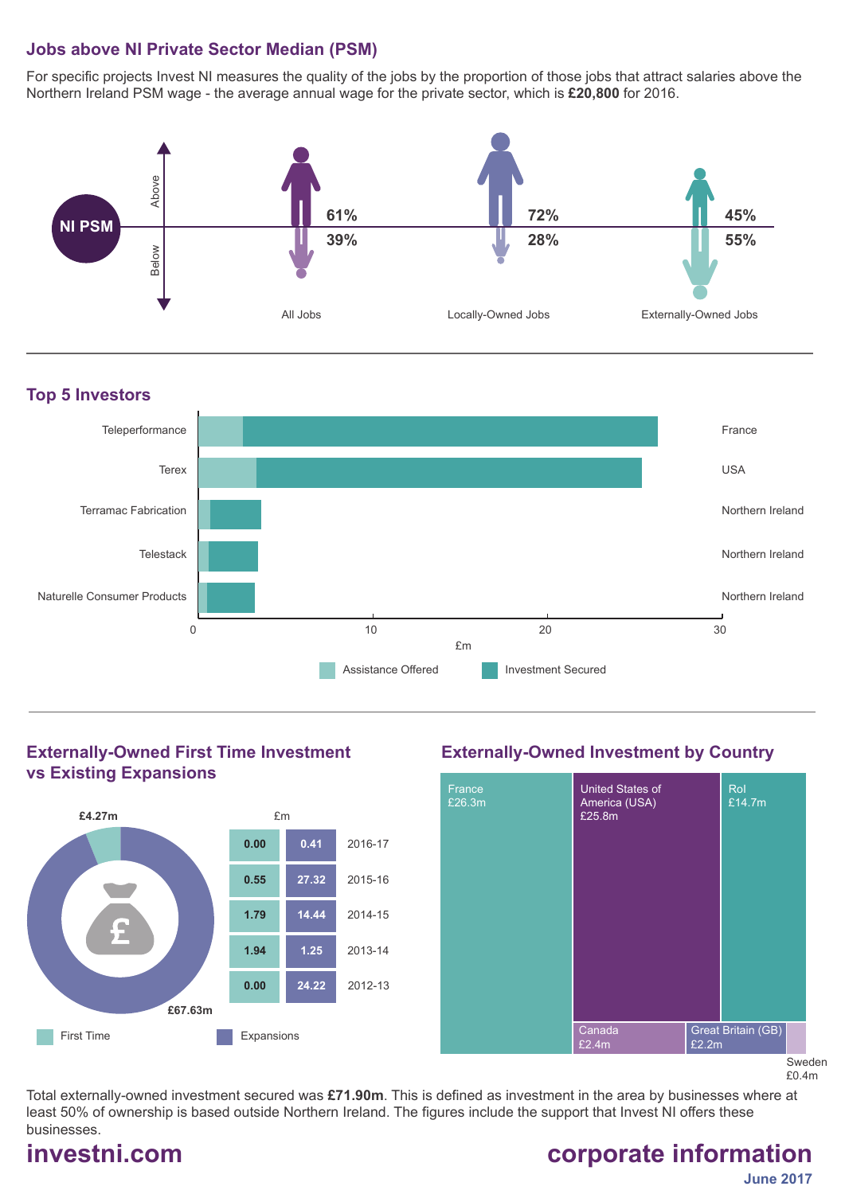## Jobs above NI Private Sector Median (PSM)

For specific projects Invest NI measures the quality of the jobs by the proportion of those jobs that attract salaries above the Northern Ireland PSM wage - the average annual wage for the private sector, which is **£20,800** for 2016.

NI PSM

Above

Below

All Jobs: 61% / 39%

Locally-Owned Jobs: 72% / 28%

Externally-Owned Jobs: 45% / 55%

## Top 5 Investors

Teleperformance — France

Terex — USA

Terramac Fabrication — Northern Ireland

Telestack — Northern Ireland

Naturelle Consumer Products — Northern Ireland

0 10 20 30

£m

Assistance Offered

Investment Secured

## Externally-Owned First Time Investment vs Existing Expansions

£4.27m

£67.63m

First Time

Expansions

£m

| First Time | Expansions | Year |
|---|---|---|
| 0.00 | 0.41 | 2016-17 |
| 0.55 | 27.32 | 2015-16 |
| 1.79 | 14.44 | 2014-15 |
| 1.94 | 1.25 | 2013-14 |
| 0.00 | 24.22 | 2012-13 |

## Externally-Owned Investment by Country

France £26.3m

United States of America (USA) £25.8m

RoI £14.7m

Canada £2.4m

Great Britain (GB) £2.2m

Sweden £0.4m

Total externally-owned investment secured was **£71.90m**. This is defined as investment in the area by businesses where at least 50% of ownership is based outside Northern Ireland. The figures include the support that Invest NI offers these businesses.

investni.com

corporate information

June 2017